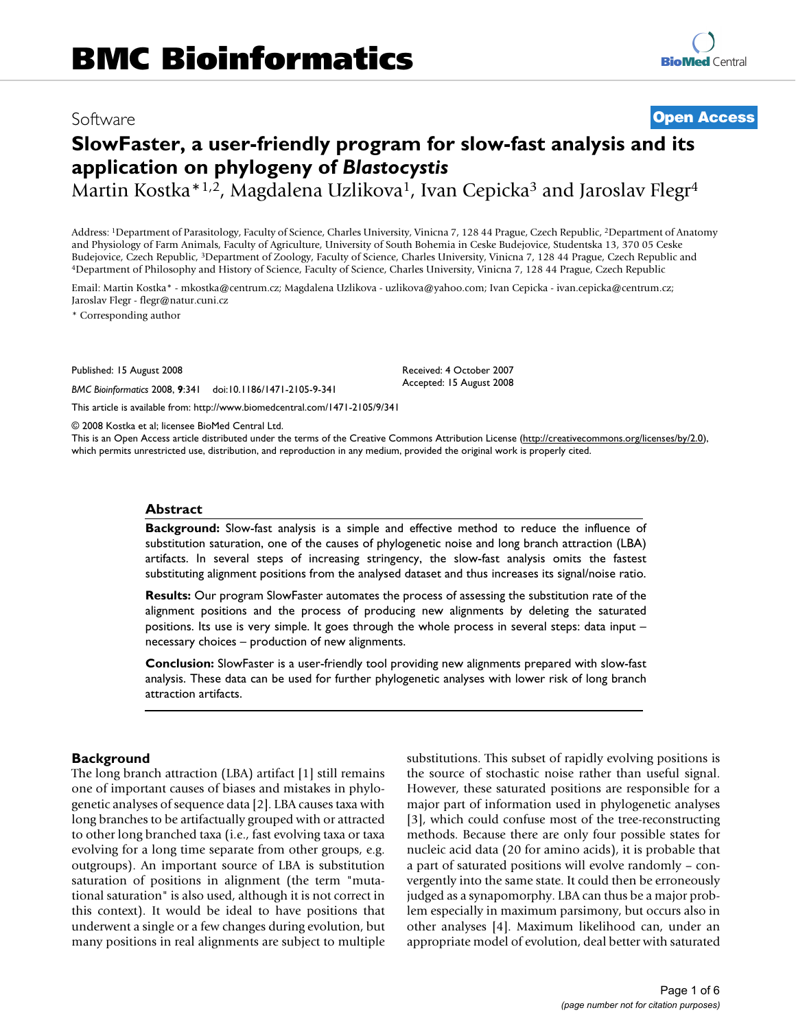# BMC Bioinformatics

Software **Open Access**

# SlowFaster, a user-friendly program for slow-fast analysis and its application on phylogeny of *Blastocystis*

Martin Kostka*[1,2], Magdalena Uzlikova[1], Ivan Cepicka[3] and Jaroslav Flegr[4]

Address: [1]Department of Parasitology, Faculty of Science, Charles University, Vinicna 7, 128 44 Prague, Czech Republic, [2]Department of Anatomy and Physiology of Farm Animals, Faculty of Agriculture, University of South Bohemia in Ceske Budejovice, Studentska 13, 370 05 Ceske Budejovice, Czech Republic, [3]Department of Zoology, Faculty of Science, Charles University, Vinicna 7, 128 44 Prague, Czech Republic and [4]Department of Philosophy and History of Science, Faculty of Science, Charles University, Vinicna 7, 128 44 Prague, Czech Republic

Email: Martin Kostka* - mkostka@centrum.cz; Magdalena Uzlikova - uzlikova@yahoo.com; Ivan Cepicka - ivan.cepicka@centrum.cz; Jaroslav Flegr - flegr@natur.cuni.cz

* Corresponding author

Published: 15 August 2008

*BMC Bioinformatics* 2008, **9**:341 doi:10.1186/1471-2105-9-341

Received: 4 October 2007
Accepted: 15 August 2008

This article is available from: http://www.biomedcentral.com/1471-2105/9/341

© 2008 Kostka et al; licensee BioMed Central Ltd.
This is an Open Access article distributed under the terms of the Creative Commons Attribution License (http://creativecommons.org/licenses/by/2.0), which permits unrestricted use, distribution, and reproduction in any medium, provided the original work is properly cited.

## Abstract

**Background:** Slow-fast analysis is a simple and effective method to reduce the influence of substitution saturation, one of the causes of phylogenetic noise and long branch attraction (LBA) artifacts. In several steps of increasing stringency, the slow-fast analysis omits the fastest substituting alignment positions from the analysed dataset and thus increases its signal/noise ratio.

**Results:** Our program SlowFaster automates the process of assessing the substitution rate of the alignment positions and the process of producing new alignments by deleting the saturated positions. Its use is very simple. It goes through the whole process in several steps: data input – necessary choices – production of new alignments.

**Conclusion:** SlowFaster is a user-friendly tool providing new alignments prepared with slow-fast analysis. These data can be used for further phylogenetic analyses with lower risk of long branch attraction artifacts.

## Background

The long branch attraction (LBA) artifact [1] still remains one of important causes of biases and mistakes in phylogenetic analyses of sequence data [2]. LBA causes taxa with long branches to be artifactually grouped with or attracted to other long branched taxa (i.e., fast evolving taxa or taxa evolving for a long time separate from other groups, e.g. outgroups). An important source of LBA is substitution saturation of positions in alignment (the term "mutational saturation" is also used, although it is not correct in this context). It would be ideal to have positions that underwent a single or a few changes during evolution, but many positions in real alignments are subject to multiple substitutions. This subset of rapidly evolving positions is the source of stochastic noise rather than useful signal. However, these saturated positions are responsible for a major part of information used in phylogenetic analyses [3], which could confuse most of the tree-reconstructing methods. Because there are only four possible states for nucleic acid data (20 for amino acids), it is probable that a part of saturated positions will evolve randomly – convergently into the same state. It could then be erroneously judged as a synapomorphy. LBA can thus be a major problem especially in maximum parsimony, but occurs also in other analyses [4]. Maximum likelihood can, under an appropriate model of evolution, deal better with saturated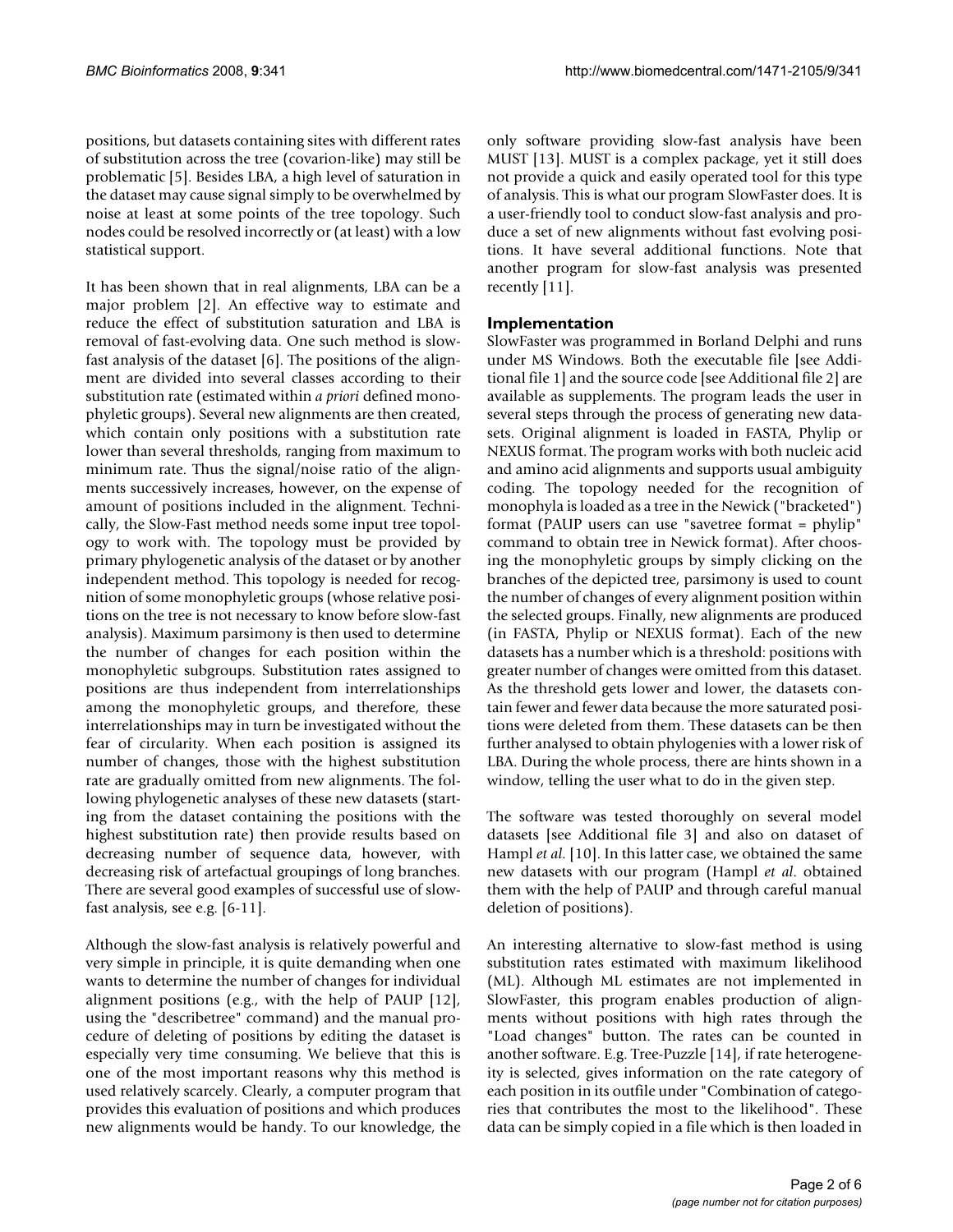positions, but datasets containing sites with different rates of substitution across the tree (covarion-like) may still be problematic [5]. Besides LBA, a high level of saturation in the dataset may cause signal simply to be overwhelmed by noise at least at some points of the tree topology. Such nodes could be resolved incorrectly or (at least) with a low statistical support.

It has been shown that in real alignments, LBA can be a major problem [2]. An effective way to estimate and reduce the effect of substitution saturation and LBA is removal of fast-evolving data. One such method is slow-fast analysis of the dataset [6]. The positions of the alignment are divided into several classes according to their substitution rate (estimated within *a priori* defined monophyletic groups). Several new alignments are then created, which contain only positions with a substitution rate lower than several thresholds, ranging from maximum to minimum rate. Thus the signal/noise ratio of the alignments successively increases, however, on the expense of amount of positions included in the alignment. Technically, the Slow-Fast method needs some input tree topology to work with. The topology must be provided by primary phylogenetic analysis of the dataset or by another independent method. This topology is needed for recognition of some monophyletic groups (whose relative positions on the tree is not necessary to know before slow-fast analysis). Maximum parsimony is then used to determine the number of changes for each position within the monophyletic subgroups. Substitution rates assigned to positions are thus independent from interrelationships among the monophyletic groups, and therefore, these interrelationships may in turn be investigated without the fear of circularity. When each position is assigned its number of changes, those with the highest substitution rate are gradually omitted from new alignments. The following phylogenetic analyses of these new datasets (starting from the dataset containing the positions with the highest substitution rate) then provide results based on decreasing number of sequence data, however, with decreasing risk of artefactual groupings of long branches. There are several good examples of successful use of slow-fast analysis, see e.g. [6-11].

Although the slow-fast analysis is relatively powerful and very simple in principle, it is quite demanding when one wants to determine the number of changes for individual alignment positions (e.g., with the help of PAUP [12], using the "describetree" command) and the manual procedure of deleting of positions by editing the dataset is especially very time consuming. We believe that this is one of the most important reasons why this method is used relatively scarcely. Clearly, a computer program that provides this evaluation of positions and which produces new alignments would be handy. To our knowledge, the only software providing slow-fast analysis have been MUST [13]. MUST is a complex package, yet it still does not provide a quick and easily operated tool for this type of analysis. This is what our program SlowFaster does. It is a user-friendly tool to conduct slow-fast analysis and produce a set of new alignments without fast evolving positions. It have several additional functions. Note that another program for slow-fast analysis was presented recently [11].

## Implementation

SlowFaster was programmed in Borland Delphi and runs under MS Windows. Both the executable file [see Additional file 1] and the source code [see Additional file 2] are available as supplements. The program leads the user in several steps through the process of generating new datasets. Original alignment is loaded in FASTA, Phylip or NEXUS format. The program works with both nucleic acid and amino acid alignments and supports usual ambiguity coding. The topology needed for the recognition of monophyla is loaded as a tree in the Newick ("bracketed") format (PAUP users can use "savetree format = phylip" command to obtain tree in Newick format). After choosing the monophyletic groups by simply clicking on the branches of the depicted tree, parsimony is used to count the number of changes of every alignment position within the selected groups. Finally, new alignments are produced (in FASTA, Phylip or NEXUS format). Each of the new datasets has a number which is a threshold: positions with greater number of changes were omitted from this dataset. As the threshold gets lower and lower, the datasets contain fewer and fewer data because the more saturated positions were deleted from them. These datasets can be then further analysed to obtain phylogenies with a lower risk of LBA. During the whole process, there are hints shown in a window, telling the user what to do in the given step.

The software was tested thoroughly on several model datasets [see Additional file 3] and also on dataset of Hampl *et al.* [10]. In this latter case, we obtained the same new datasets with our program (Hampl *et al.* obtained them with the help of PAUP and through careful manual deletion of positions).

An interesting alternative to slow-fast method is using substitution rates estimated with maximum likelihood (ML). Although ML estimates are not implemented in SlowFaster, this program enables production of alignments without positions with high rates through the "Load changes" button. The rates can be counted in another software. E.g. Tree-Puzzle [14], if rate heterogeneity is selected, gives information on the rate category of each position in its outfile under "Combination of categories that contributes the most to the likelihood". These data can be simply copied in a file which is then loaded in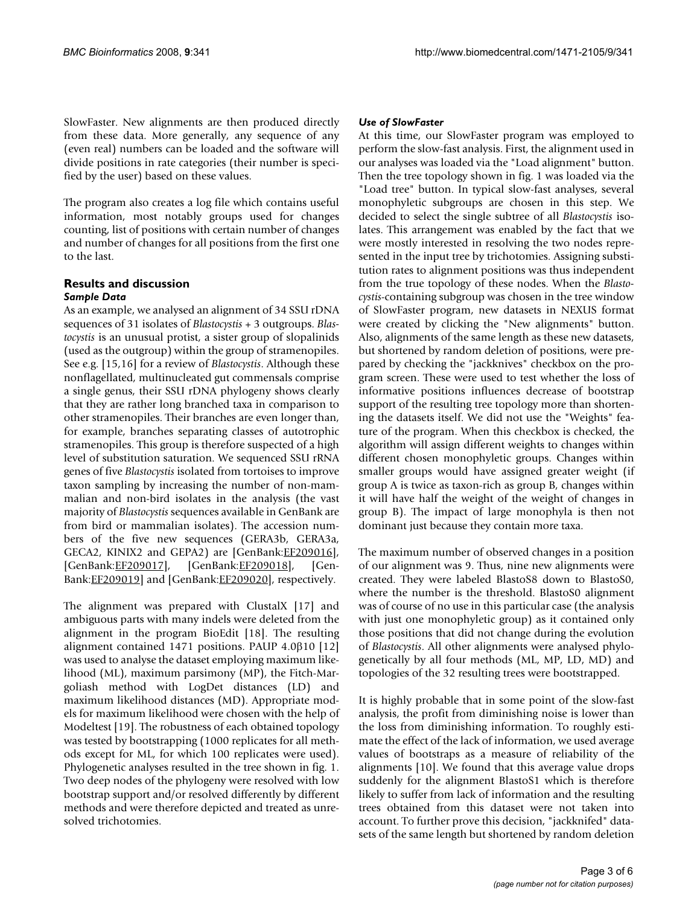SlowFaster. New alignments are then produced directly from these data. More generally, any sequence of any (even real) numbers can be loaded and the software will divide positions in rate categories (their number is specified by the user) based on these values.

The program also creates a log file which contains useful information, most notably groups used for changes counting, list of positions with certain number of changes and number of changes for all positions from the first one to the last.

## Results and discussion

### *Sample Data*

As an example, we analysed an alignment of 34 SSU rDNA sequences of 31 isolates of *Blastocystis* + 3 outgroups. *Blastocystis* is an unusual protist, a sister group of slopalinids (used as the outgroup) within the group of stramenopiles. See e.g. [15,16] for a review of *Blastocystis*. Although these nonflagellated, multinucleated gut commensals comprise a single genus, their SSU rDNA phylogeny shows clearly that they are rather long branched taxa in comparison to other stramenopiles. Their branches are even longer than, for example, branches separating classes of autotrophic stramenopiles. This group is therefore suspected of a high level of substitution saturation. We sequenced SSU rRNA genes of five *Blastocystis* isolated from tortoises to improve taxon sampling by increasing the number of non-mammalian and non-bird isolates in the analysis (the vast majority of *Blastocystis* sequences available in GenBank are from bird or mammalian isolates). The accession numbers of the five new sequences (GERA3b, GERA3a, GECA2, KINIX2 and GEPA2) are [GenBank:EF209016], [GenBank:EF209017], [GenBank:EF209018], [GenBank:EF209019] and [GenBank:EF209020], respectively.

The alignment was prepared with ClustalX [17] and ambiguous parts with many indels were deleted from the alignment in the program BioEdit [18]. The resulting alignment contained 1471 positions. PAUP 4.0β10 [12] was used to analyse the dataset employing maximum likelihood (ML), maximum parsimony (MP), the Fitch-Margoliash method with LogDet distances (LD) and maximum likelihood distances (MD). Appropriate models for maximum likelihood were chosen with the help of Modeltest [19]. The robustness of each obtained topology was tested by bootstrapping (1000 replicates for all methods except for ML, for which 100 replicates were used). Phylogenetic analyses resulted in the tree shown in fig. 1. Two deep nodes of the phylogeny were resolved with low bootstrap support and/or resolved differently by different methods and were therefore depicted and treated as unresolved trichotomies.

### *Use of SlowFaster*

At this time, our SlowFaster program was employed to perform the slow-fast analysis. First, the alignment used in our analyses was loaded via the "Load alignment" button. Then the tree topology shown in fig. 1 was loaded via the "Load tree" button. In typical slow-fast analyses, several monophyletic subgroups are chosen in this step. We decided to select the single subtree of all *Blastocystis* isolates. This arrangement was enabled by the fact that we were mostly interested in resolving the two nodes represented in the input tree by trichotomies. Assigning substitution rates to alignment positions was thus independent from the true topology of these nodes. When the *Blastocystis*-containing subgroup was chosen in the tree window of SlowFaster program, new datasets in NEXUS format were created by clicking the "New alignments" button. Also, alignments of the same length as these new datasets, but shortened by random deletion of positions, were prepared by checking the "jackknives" checkbox on the program screen. These were used to test whether the loss of informative positions influences decrease of bootstrap support of the resulting tree topology more than shortening the datasets itself. We did not use the "Weights" feature of the program. When this checkbox is checked, the algorithm will assign different weights to changes within different chosen monophyletic groups. Changes within smaller groups would have assigned greater weight (if group A is twice as taxon-rich as group B, changes within it will have half the weight of the weight of changes in group B). The impact of large monophyla is then not dominant just because they contain more taxa.

The maximum number of observed changes in a position of our alignment was 9. Thus, nine new alignments were created. They were labeled BlastoS8 down to BlastoS0, where the number is the threshold. BlastoS0 alignment was of course of no use in this particular case (the analysis with just one monophyletic group) as it contained only those positions that did not change during the evolution of *Blastocystis*. All other alignments were analysed phylogenetically by all four methods (ML, MP, LD, MD) and topologies of the 32 resulting trees were bootstrapped.

It is highly probable that in some point of the slow-fast analysis, the profit from diminishing noise is lower than the loss from diminishing information. To roughly estimate the effect of the lack of information, we used average values of bootstraps as a measure of reliability of the alignments [10]. We found that this average value drops suddenly for the alignment BlastoS1 which is therefore likely to suffer from lack of information and the resulting trees obtained from this dataset were not taken into account. To further prove this decision, "jackknifed" datasets of the same length but shortened by random deletion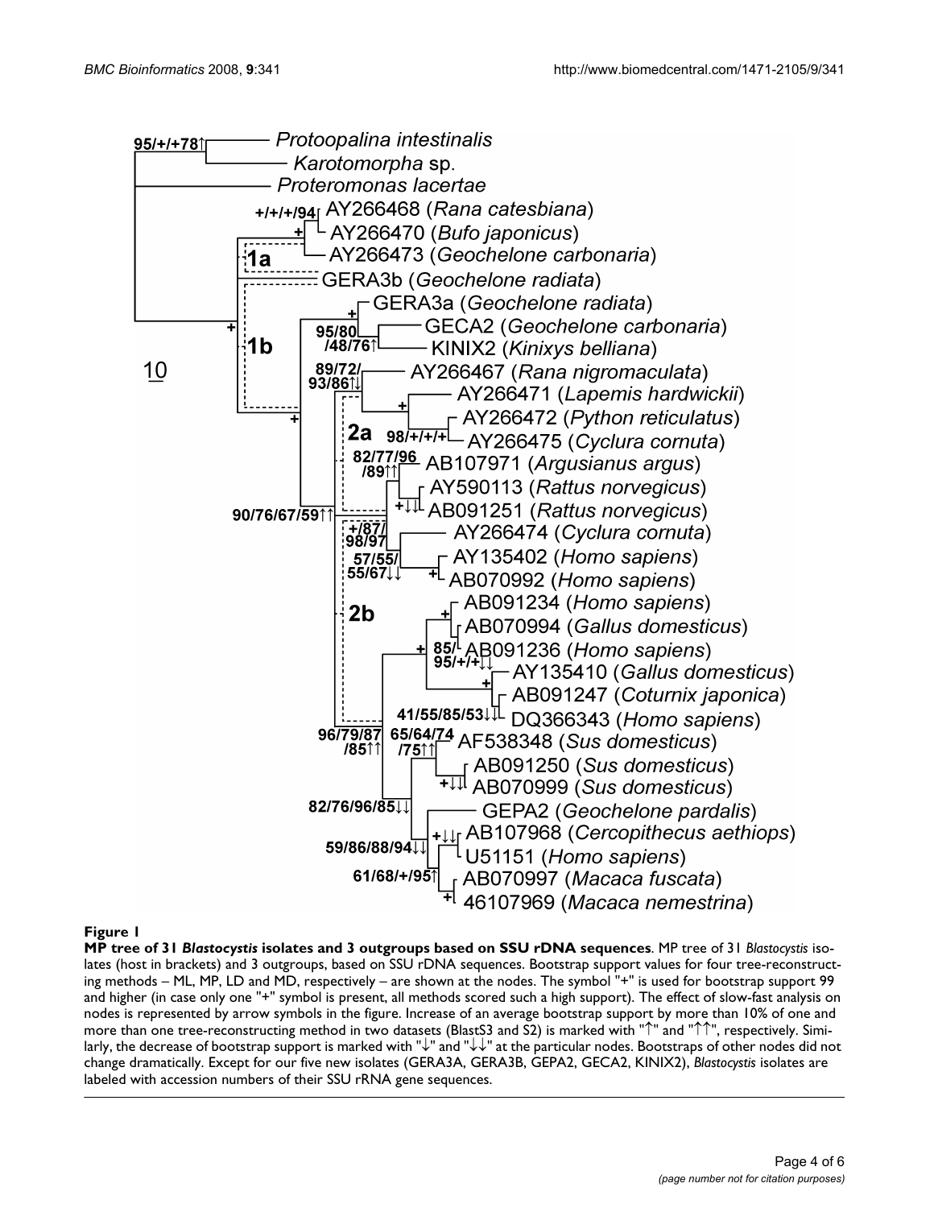**Figure 1**

**MP tree of 31 *Blastocystis* isolates and 3 outgroups based on SSU rDNA sequences**. MP tree of 31 *Blastocystis* isolates (host in brackets) and 3 outgroups, based on SSU rDNA sequences. Bootstrap support values for four tree-reconstructing methods – ML, MP, LD and MD, respectively – are shown at the nodes. The symbol "+" is used for bootstrap support 99 and higher (in case only one "+" symbol is present, all methods scored such a high support). The effect of slow-fast analysis on nodes is represented by arrow symbols in the figure. Increase of an average bootstrap support by more than 10% of one and more than one tree-reconstructing method in two datasets (BlastS3 and S2) is marked with "↑" and "↑↑", respectively. Similarly, the decrease of bootstrap support is marked with "↓" and "↓↓" at the particular nodes. Bootstraps of other nodes did not change dramatically. Except for our five new isolates (GERA3A, GERA3B, GEPA2, GECA2, KINIX2), *Blastocystis* isolates are labeled with accession numbers of their SSU rRNA gene sequences.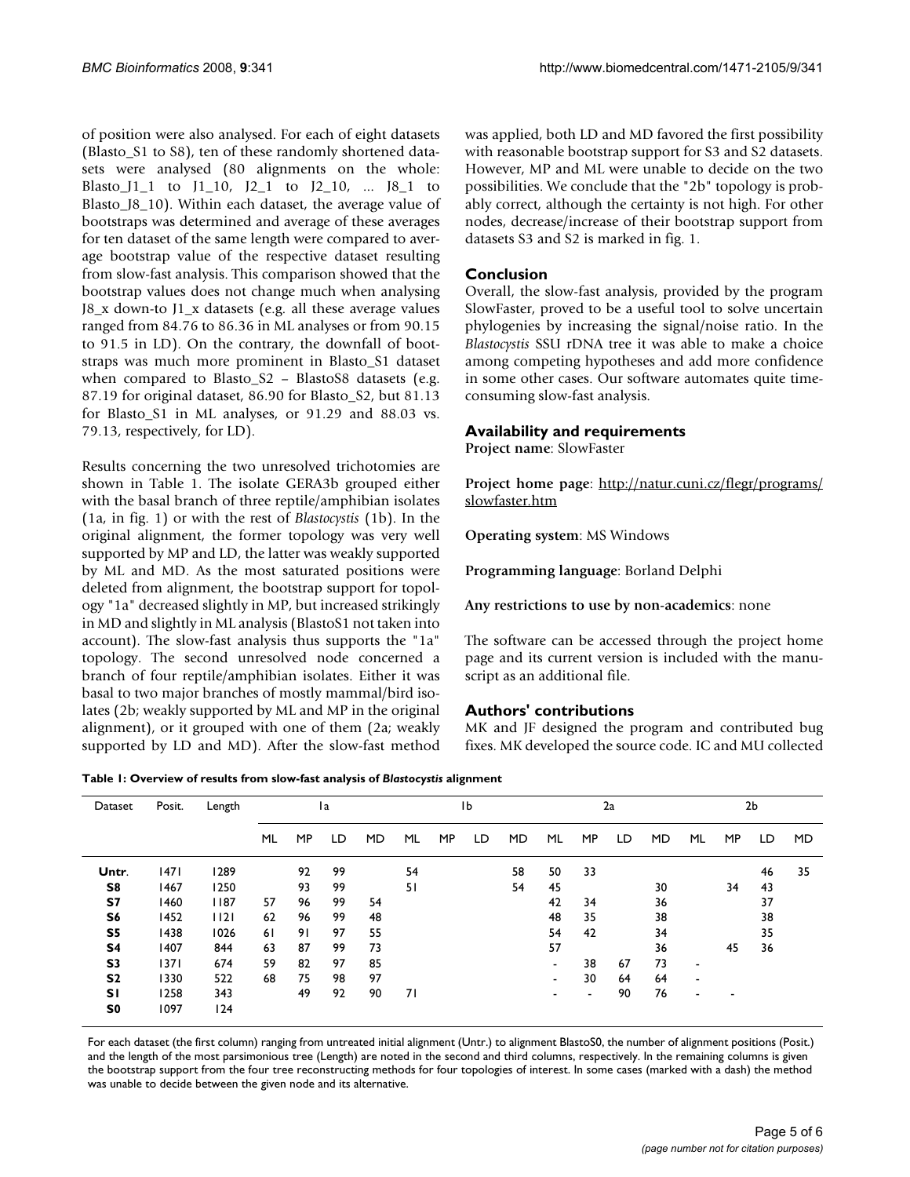of position were also analysed. For each of eight datasets (Blasto_S1 to S8), ten of these randomly shortened datasets were analysed (80 alignments on the whole: Blasto_J1_1 to J1_10, J2_1 to J2_10, ... J8_1 to Blasto_J8_10). Within each dataset, the average value of bootstraps was determined and average of these averages for ten dataset of the same length were compared to average bootstrap value of the respective dataset resulting from slow-fast analysis. This comparison showed that the bootstrap values does not change much when analysing J8_x down-to J1_x datasets (e.g. all these average values ranged from 84.76 to 86.36 in ML analyses or from 90.15 to 91.5 in LD). On the contrary, the downfall of bootstraps was much more prominent in Blasto_S1 dataset when compared to Blasto_S2 – BlastoS8 datasets (e.g. 87.19 for original dataset, 86.90 for Blasto_S2, but 81.13 for Blasto_S1 in ML analyses, or 91.29 and 88.03 vs. 79.13, respectively, for LD).

Results concerning the two unresolved trichotomies are shown in Table 1. The isolate GERA3b grouped either with the basal branch of three reptile/amphibian isolates (1a, in fig. 1) or with the rest of *Blastocystis* (1b). In the original alignment, the former topology was very well supported by MP and LD, the latter was weakly supported by ML and MD. As the most saturated positions were deleted from alignment, the bootstrap support for topology "1a" decreased slightly in MP, but increased strikingly in MD and slightly in ML analysis (BlastoS1 not taken into account). The slow-fast analysis thus supports the "1a" topology. The second unresolved node concerned a branch of four reptile/amphibian isolates. Either it was basal to two major branches of mostly mammal/bird isolates (2b; weakly supported by ML and MP in the original alignment), or it grouped with one of them (2a; weakly supported by LD and MD). After the slow-fast method was applied, both LD and MD favored the first possibility with reasonable bootstrap support for S3 and S2 datasets. However, MP and ML were unable to decide on the two possibilities. We conclude that the "2b" topology is probably correct, although the certainty is not high. For other nodes, decrease/increase of their bootstrap support from datasets S3 and S2 is marked in fig. 1.

## Conclusion

Overall, the slow-fast analysis, provided by the program SlowFaster, proved to be a useful tool to solve uncertain phylogenies by increasing the signal/noise ratio. In the *Blastocystis* SSU rDNA tree it was able to make a choice among competing hypotheses and add more confidence in some other cases. Our software automates quite time-consuming slow-fast analysis.

## Availability and requirements

**Project name**: SlowFaster

**Project home page**: http://natur.cuni.cz/flegr/programs/slowfaster.htm

**Operating system**: MS Windows

**Programming language**: Borland Delphi

**Any restrictions to use by non-academics**: none

The software can be accessed through the project home page and its current version is included with the manuscript as an additional file.

## Authors' contributions

MK and JF designed the program and contributed bug fixes. MK developed the source code. IC and MU collected

**Table 1: Overview of results from slow-fast analysis of *Blastocystis* alignment**

| Dataset | Posit. | Length | 1a | | | | 1b | | | | 2a | | | | 2b | | | |
|---|---|---|---|---|---|---|---|---|---|---|---|---|---|---|---|---|---|---|
| | | | ML | MP | LD | MD | ML | MP | LD | MD | ML | MP | LD | MD | ML | MP | LD | MD |
| **Untr.** | 1471 | 1289 | | 92 | 99 | | 54 | | | 58 | 50 | 33 | | | | | 46 | 35 |
| **S8** | 1467 | 1250 | | 93 | 99 | | 51 | | | 54 | 45 | | | 30 | | 34 | 43 | |
| **S7** | 1460 | 1187 | 57 | 96 | 99 | 54 | | | | | 42 | 34 | | 36 | | | 37 | |
| **S6** | 1452 | 1121 | 62 | 96 | 99 | 48 | | | | | 48 | 35 | | 38 | | | 38 | |
| **S5** | 1438 | 1026 | 61 | 91 | 97 | 55 | | | | | 54 | 42 | | 34 | | | 35 | |
| **S4** | 1407 | 844 | 63 | 87 | 99 | 73 | | | | | 57 | | | 36 | | 45 | 36 | |
| **S3** | 1371 | 674 | 59 | 82 | 97 | 85 | | | | | - | 38 | 67 | 73 | - | | | |
| **S2** | 1330 | 522 | 68 | 75 | 98 | 97 | | | | | - | 30 | 64 | 64 | - | | | |
| **S1** | 1258 | 343 | | 49 | 92 | 90 | 71 | | | | - | - | 90 | 76 | - | - | | |
| **S0** | 1097 | 124 | | | | | | | | | | | | | | | | |

For each dataset (the first column) ranging from untreated initial alignment (Untr.) to alignment BlastoS0, the number of alignment positions (Posit.) and the length of the most parsimonious tree (Length) are noted in the second and third columns, respectively. In the remaining columns is given the bootstrap support from the four tree reconstructing methods for four topologies of interest. In some cases (marked with a dash) the method was unable to decide between the given node and its alternative.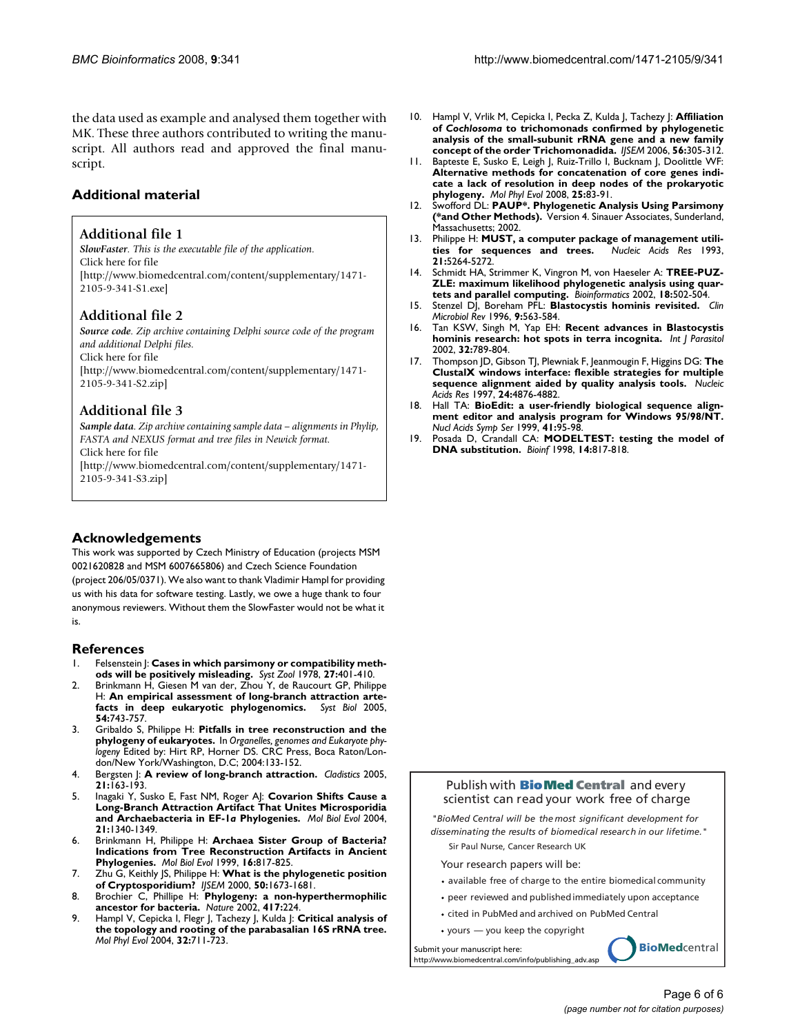the data used as example and analysed them together with MK. These three authors contributed to writing the manuscript. All authors read and approved the final manuscript.

## Additional material

### Additional file 1

***SlowFaster****. This is the executable file of the application.*
Click here for file
[http://www.biomedcentral.com/content/supplementary/1471-2105-9-341-S1.exe]

### Additional file 2

***Source code****. Zip archive containing Delphi source code of the program and additional Delphi files.*
Click here for file
[http://www.biomedcentral.com/content/supplementary/1471-2105-9-341-S2.zip]

### Additional file 3

***Sample data****. Zip archive containing sample data – alignments in Phylip, FASTA and NEXUS format and tree files in Newick format.*
Click here for file
[http://www.biomedcentral.com/content/supplementary/1471-2105-9-341-S3.zip]

## Acknowledgements

This work was supported by Czech Ministry of Education (projects MSM 0021620828 and MSM 6007665806) and Czech Science Foundation (project 206/05/0371). We also want to thank Vladimir Hampl for providing us with his data for software testing. Lastly, we owe a huge thank to four anonymous reviewers. Without them the SlowFaster would not be what it is.

## References

1. Felsenstein J: **Cases in which parsimony or compatibility methods will be positively misleading.** *Syst Zool* 1978, **27:**401-410.
2. Brinkmann H, Giesen M van der, Zhou Y, de Raucourt GP, Philippe H: **An empirical assessment of long-branch attraction artefacts in deep eukaryotic phylogenomics.** *Syst Biol* 2005, **54:**743-757.
3. Gribaldo S, Philippe H: **Pitfalls in tree reconstruction and the phylogeny of eukaryotes.** In *Organelles, genomes and Eukaryote phylogeny* Edited by: Hirt RP, Horner DS. CRC Press, Boca Raton/London/New York/Washington, D.C; 2004:133-152.
4. Bergsten J: **A review of long-branch attraction.** *Cladistics* 2005, **21:**163-193.
5. Inagaki Y, Susko E, Fast NM, Roger AJ: **Covarion Shifts Cause a Long-Branch Attraction Artifact That Unites Microsporidia and Archaebacteria in EF-1*α* Phylogenies.** *Mol Biol Evol* 2004, **21:**1340-1349.
6. Brinkmann H, Philippe H: **Archaea Sister Group of Bacteria? Indications from Tree Reconstruction Artifacts in Ancient Phylogenies.** *Mol Biol Evol* 1999, **16:**817-825.
7. Zhu G, Keithly JS, Philippe H: **What is the phylogenetic position of Cryptosporidium?** *IJSEM* 2000, **50:**1673-1681.
8. Brochier C, Phillipe H: **Phylogeny: a non-hyperthermophilic ancestor for bacteria.** *Nature* 2002, **417:**224.
9. Hampl V, Cepicka I, Flegr J, Tachezy J, Kulda J: **Critical analysis of the topology and rooting of the parabasalian 16S rRNA tree.** *Mol Phyl Evol* 2004, **32:**711-723.
10. Hampl V, Vrlik M, Cepicka I, Pecka Z, Kulda J, Tachezy J: **Affiliation of *Cochlosoma* to trichomonads confirmed by phylogenetic analysis of the small-subunit rRNA gene and a new family concept of the order Trichomonadida.** *IJSEM* 2006, **56:**305-312.
11. Bapteste E, Susko E, Leigh J, Ruiz-Trillo I, Bucknam J, Doolittle WF: **Alternative methods for concatenation of core genes indicate a lack of resolution in deep nodes of the prokaryotic phylogeny.** *Mol Phyl Evol* 2008, **25:**83-91.
12. Swofford DL: **PAUP\*. Phylogenetic Analysis Using Parsimony (\*and Other Methods).** Version 4. Sinauer Associates, Sunderland, Massachusetts; 2002.
13. Philippe H: **MUST, a computer package of management utilities for sequences and trees.** *Nucleic Acids Res* 1993, **21:**5264-5272.
14. Schmidt HA, Strimmer K, Vingron M, von Haeseler A: **TREE-PUZZLE: maximum likelihood phylogenetic analysis using quartets and parallel computing.** *Bioinformatics* 2002, **18:**502-504.
15. Stenzel DJ, Boreham PFL: **Blastocystis hominis revisited.** *Clin Microbiol Rev* 1996, **9:**563-584.
16. Tan KSW, Singh M, Yap EH: **Recent advances in Blastocystis hominis research: hot spots in terra incognita.** *Int J Parasitol* 2002, **32:**789-804.
17. Thompson JD, Gibson TJ, Plewniak F, Jeanmougin F, Higgins DG: **The ClustalX windows interface: flexible strategies for multiple sequence alignment aided by quality analysis tools.** *Nucleic Acids Res* 1997, **24:**4876-4882.
18. Hall TA: **BioEdit: a user-friendly biological sequence alignment editor and analysis program for Windows 95/98/NT.** *Nucl Acids Symp Ser* 1999, **41:**95-98.
19. Posada D, Crandall CA: **MODELTEST: testing the model of DNA substitution.** *Bioinf* 1998, **14:**817-818.

Publish with **BioMed Central** and every scientist can read your work free of charge

*"BioMed Central will be the most significant development for disseminating the results of biomedical research in our lifetime."*
Sir Paul Nurse, Cancer Research UK

Your research papers will be:

- available free of charge to the entire biomedical community
- peer reviewed and published immediately upon acceptance
- cited in PubMed and archived on PubMed Central
- yours — you keep the copyright

Submit your manuscript here:
http://www.biomedcentral.com/info/publishing_adv.asp

**BioMed**central